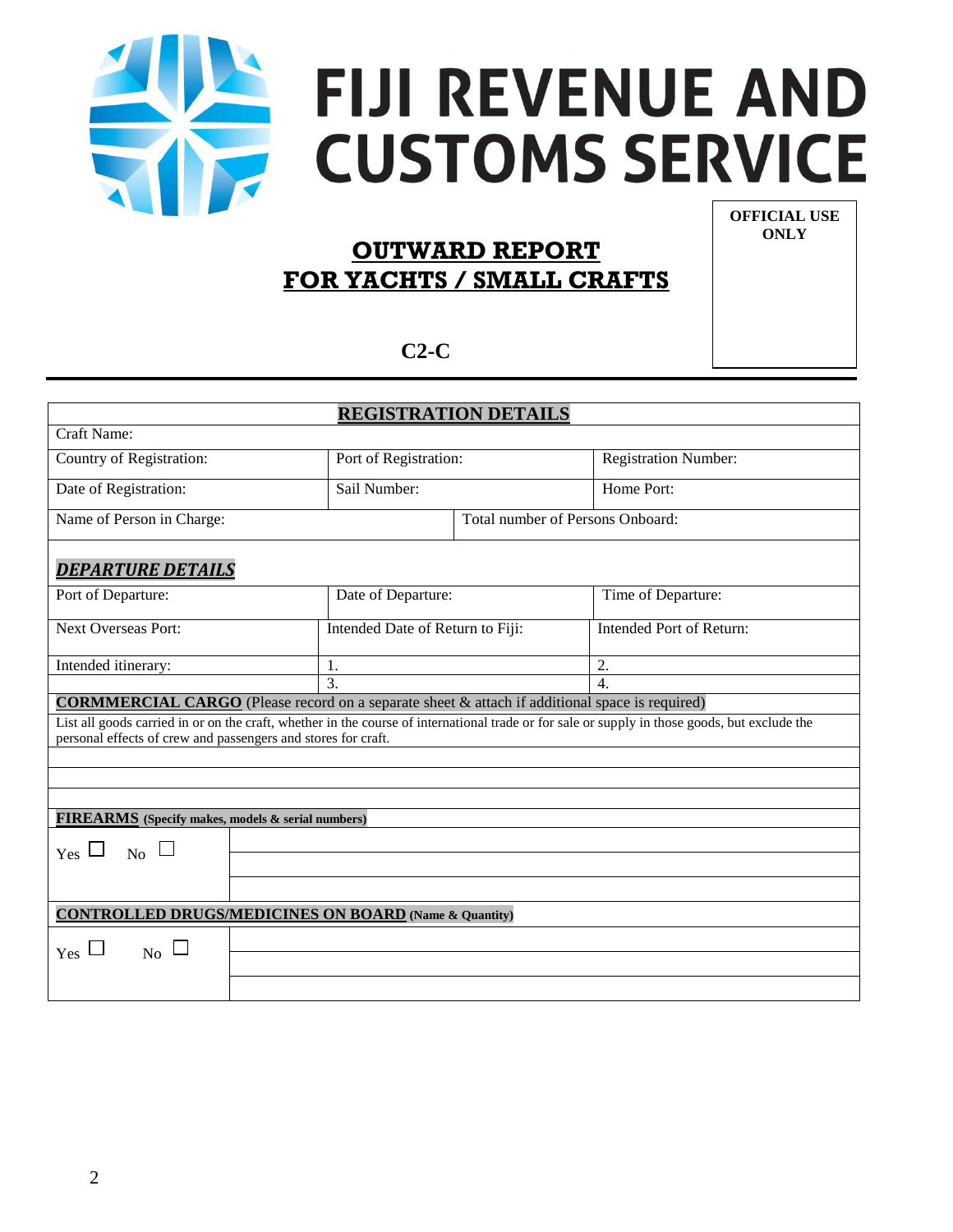# FIJI REVENUE AND CUSTOMS SERVICE

| OFFICIAL USE ONLY |
| --- |
| |

## OUTWARD REPORT
## FOR YACHTS / SMALL CRAFTS

**C2-C**

### REGISTRATION DETAILS

| | | |
| --- | --- | --- |
| Craft Name: | | |
| Country of Registration: | Port of Registration: | Registration Number: |
| Date of Registration: | Sail Number: | Home Port: |
| Name of Person in Charge: | Total number of Persons Onboard: | |

### *DEPARTURE DETAILS*

| | | |
| --- | --- | --- |
| Port of Departure: | Date of Departure: | Time of Departure: |
| Next Overseas Port: | Intended Date of Return to Fiji: | Intended Port of Return: |
| Intended itinerary: | 1. | 2. |
| | 3. | 4. |

**CORMMERCIAL CARGO** (Please record on a separate sheet & attach if additional space is required)

List all goods carried in or on the craft, whether in the course of international trade or for sale or supply in those goods, but exclude the personal effects of crew and passengers and stores for craft.

| |
| --- |
| |
| |
| |

**FIREARMS** **(Specify makes, models & serial numbers)**

| | |
| --- | --- |
| Yes ☐ No ☐ | |
| | |
| | |

**CONTROLLED DRUGS/MEDICINES ON BOARD** **(Name & Quantity)**

| | |
| --- | --- |
| Yes ☐ No ☐ | |
| | |
| | |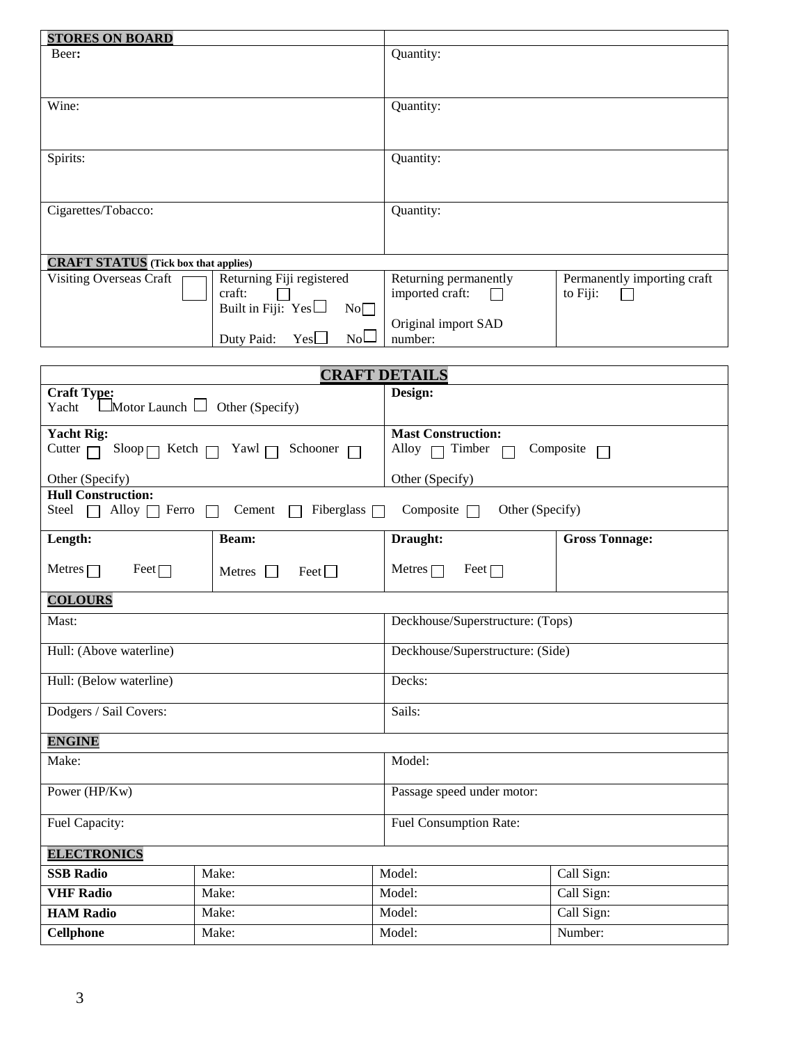| **STORES ON BOARD** | |
|---|---|
| Beer**:** | Quantity: |
| Wine: | Quantity: |
| Spirits: | Quantity: |
| Cigarettes/Tobacco: | Quantity: |

| **CRAFT STATUS (Tick box that applies)** | | | |
|---|---|---|---|
| Visiting Overseas Craft ☐ | Returning Fiji registered craft: ☐<br>Built in Fiji: Yes ☐ No ☐<br>Duty Paid: Yes ☐ No ☐ | Returning permanently imported craft: ☐<br>Original import SAD number: | Permanently importing craft to Fiji: ☐ |

| **CRAFT DETAILS** | | | |
|---|---|---|---|
| **Craft Type:**<br>Yacht ☐ Motor Launch ☐ Other (Specify) | | **Design:** | |
| **Yacht Rig:**<br>Cutter ☐ Sloop ☐ Ketch ☐ Yawl ☐ Schooner ☐<br>Other (Specify) | | **Mast Construction:**<br>Alloy ☐ Timber ☐ Composite ☐<br>Other (Specify) | |
| **Hull Construction:**<br>Steel ☐ Alloy ☐ Ferro ☐ Cement ☐ Fiberglass ☐ Composite ☐ Other (Specify) | | | |
| **Length:**<br>Metres ☐ Feet ☐ | **Beam:**<br>Metres ☐ Feet ☐ | **Draught:**<br>Metres ☐ Feet ☐ | **Gross Tonnage:** |

| **COLOURS** | |
|---|---|
| Mast: | Deckhouse/Superstructure: (Tops) |
| Hull: (Above waterline) | Deckhouse/Superstructure: (Side) |
| Hull: (Below waterline) | Decks: |
| Dodgers / Sail Covers: | Sails: |

| **ENGINE** | |
|---|---|
| Make: | Model: |
| Power (HP/Kw) | Passage speed under motor: |
| Fuel Capacity: | Fuel Consumption Rate: |

| **ELECTRONICS** | | | |
|---|---|---|---|
| **SSB Radio** | Make: | Model: | Call Sign: |
| **VHF Radio** | Make: | Model: | Call Sign: |
| **HAM Radio** | Make: | Model: | Call Sign: |
| **Cellphone** | Make: | Model: | Number: |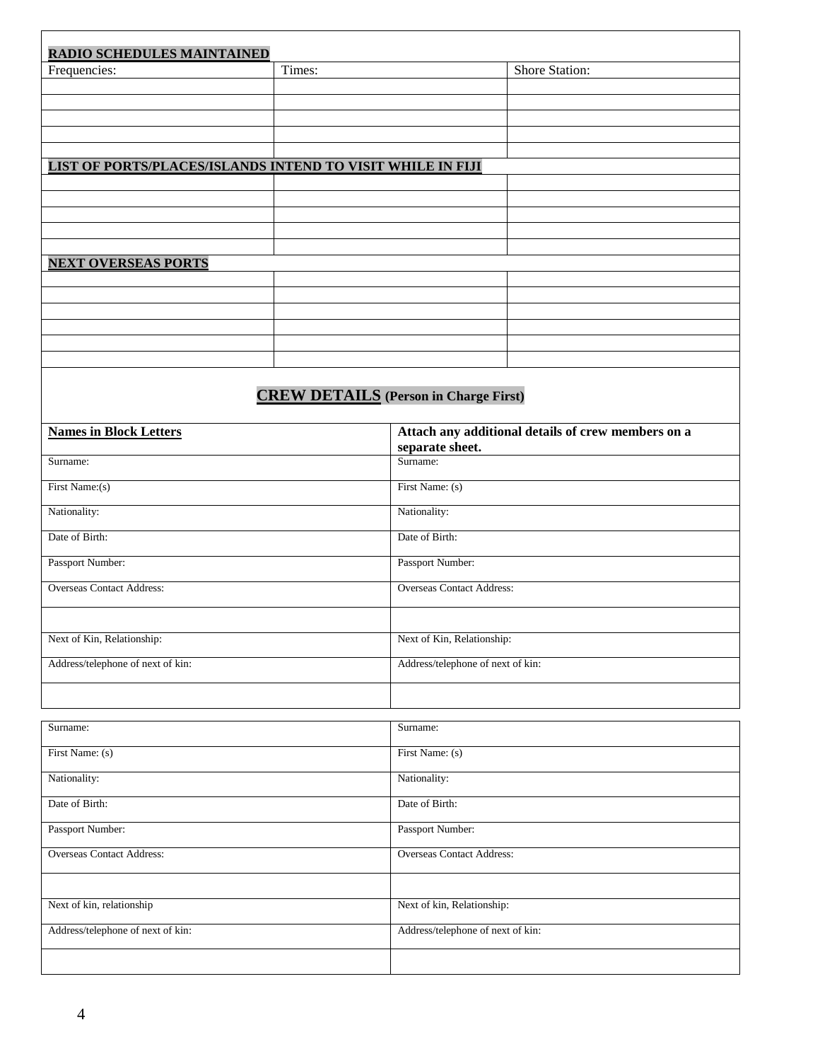**RADIO SCHEDULES MAINTAINED**

| Frequencies: | Times: | Shore Station: |
| --- | --- | --- |
| | | |
| | | |
| | | |
| | | |
| | | |

**LIST OF PORTS/PLACES/ISLANDS INTEND TO VISIT WHILE IN FIJI**

| | | |
| --- | --- | --- |
| | | |
| | | |
| | | |
| | | |
| | | |

**NEXT OVERSEAS PORTS**

| | | |
| --- | --- | --- |
| | | |
| | | |
| | | |
| | | |
| | | |
| | | |

## CREW DETAILS (Person in Charge First)

| **Names in Block Letters** | **Attach any additional details of crew members on a separate sheet.** |
| --- | --- |
| Surname: | Surname: |
| First Name:(s) | First Name: (s) |
| Nationality: | Nationality: |
| Date of Birth: | Date of Birth: |
| Passport Number: | Passport Number: |
| Overseas Contact Address: | Overseas Contact Address: |
| | |
| Next of Kin, Relationship: | Next of Kin, Relationship: |
| Address/telephone of next of kin: | Address/telephone of next of kin: |
| | |

| | |
| --- | --- |
| Surname: | Surname: |
| First Name: (s) | First Name: (s) |
| Nationality: | Nationality: |
| Date of Birth: | Date of Birth: |
| Passport Number: | Passport Number: |
| Overseas Contact Address: | Overseas Contact Address: |
| | |
| Next of kin, relationship | Next of kin, Relationship: |
| Address/telephone of next of kin: | Address/telephone of next of kin: |
| | |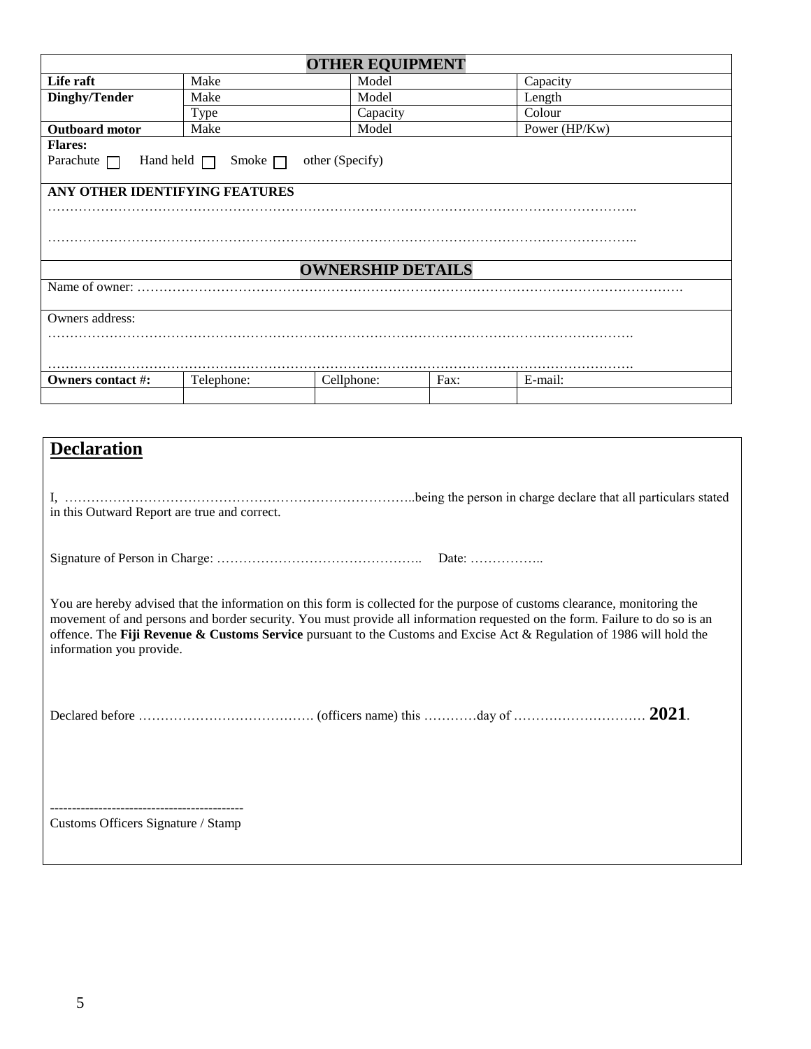| OTHER EQUIPMENT | | | |
|---|---|---|---|
| **Life raft** | Make | Model | Capacity |
| **Dinghy/Tender** | Make | Model | Length |
| | Type | Capacity | Colour |
| **Outboard motor** | Make | Model | Power (HP/Kw) |

**Flares:**

Parachute ☐ Hand held ☐ Smoke ☐ other (Specify)

**ANY OTHER IDENTIFYING FEATURES**

……………………………………………………………………………………………………………………..

……………………………………………………………………………………………………………………..

## OWNERSHIP DETAILS

Name of owner: ……………………………………………………………………………………………………………

Owners address:

…………………………………………………………………………………………………………………

…………………………………………………………………………………………………………………

| **Owners contact #:** | Telephone: | Cellphone: | Fax: | E-mail: |
|---|---|---|---|---|
| | | | | |

## Declaration

I, ……………………………………………………………………..being the person in charge declare that all particulars stated in this Outward Report are true and correct.

Signature of Person in Charge: ……………………………………….. Date: ……………..

You are hereby advised that the information on this form is collected for the purpose of customs clearance, monitoring the movement of and persons and border security. You must provide all information requested on the form. Failure to do so is an offence. The **Fiji Revenue & Customs Service** pursuant to the Customs and Excise Act & Regulation of 1986 will hold the information you provide.

Declared before …………………………………. (officers name) this …………day of ………………………… **2021**.

-------------------------------------------

Customs Officers Signature / Stamp